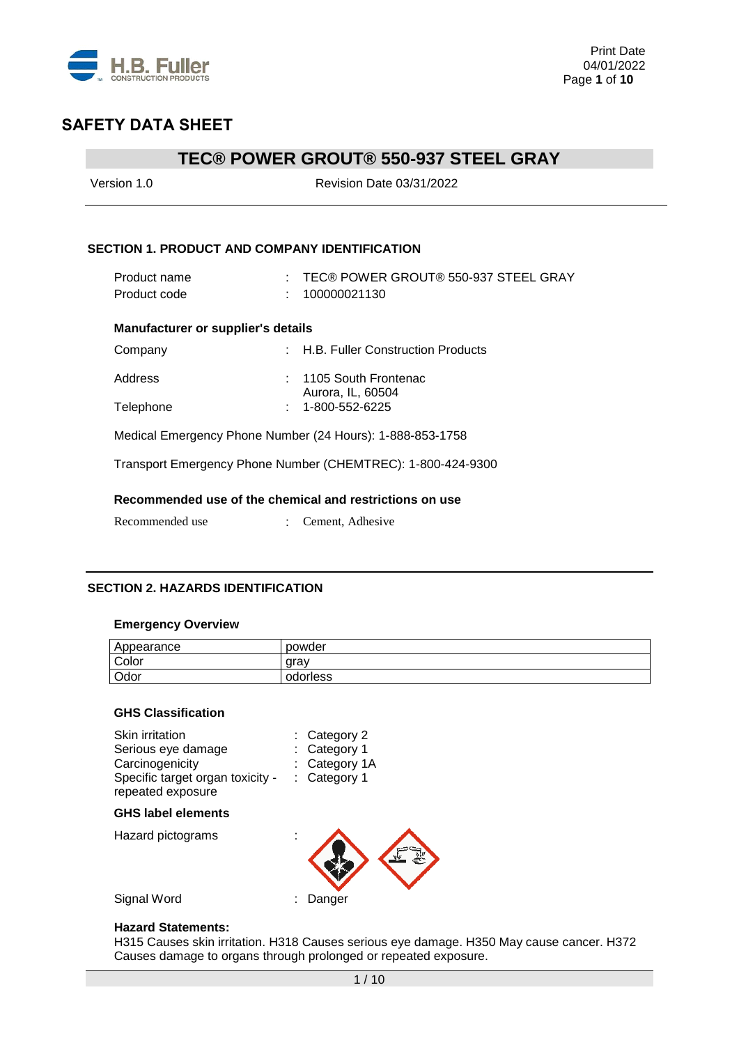# SAFETY DATA SHEET

## TEC® POWER GROUT® 550-937 STEEL GRAY

Version 1.0 Revision Date 03/31/2022

### SECTION 1. PRODUCT AND COMPANY IDENTIFICATION

Product name : TEC® POWER GROUT® 550-937 STEEL GRAY
Product code : 100000021130

**Manufacturer or supplier's details**

Company : H.B. Fuller Construction Products

Address : 1105 South Frontenac
Aurora, IL, 60504

Telephone : 1-800-552-6225

Medical Emergency Phone Number (24 Hours): 1-888-853-1758

Transport Emergency Phone Number (CHEMTREC): 1-800-424-9300

**Recommended use of the chemical and restrictions on use**

Recommended use : Cement, Adhesive

### SECTION 2. HAZARDS IDENTIFICATION

**Emergency Overview**

| Appearance | powder |
|---|---|
| Color | gray |
| Odor | odorless |

**GHS Classification**

Skin irritation : Category 2
Serious eye damage : Category 1
Carcinogenicity : Category 1A
Specific target organ toxicity - repeated exposure : Category 1

**GHS label elements**

Hazard pictograms :

Signal Word : Danger

**Hazard Statements:**
H315 Causes skin irritation. H318 Causes serious eye damage. H350 May cause cancer. H372 Causes damage to organs through prolonged or repeated exposure.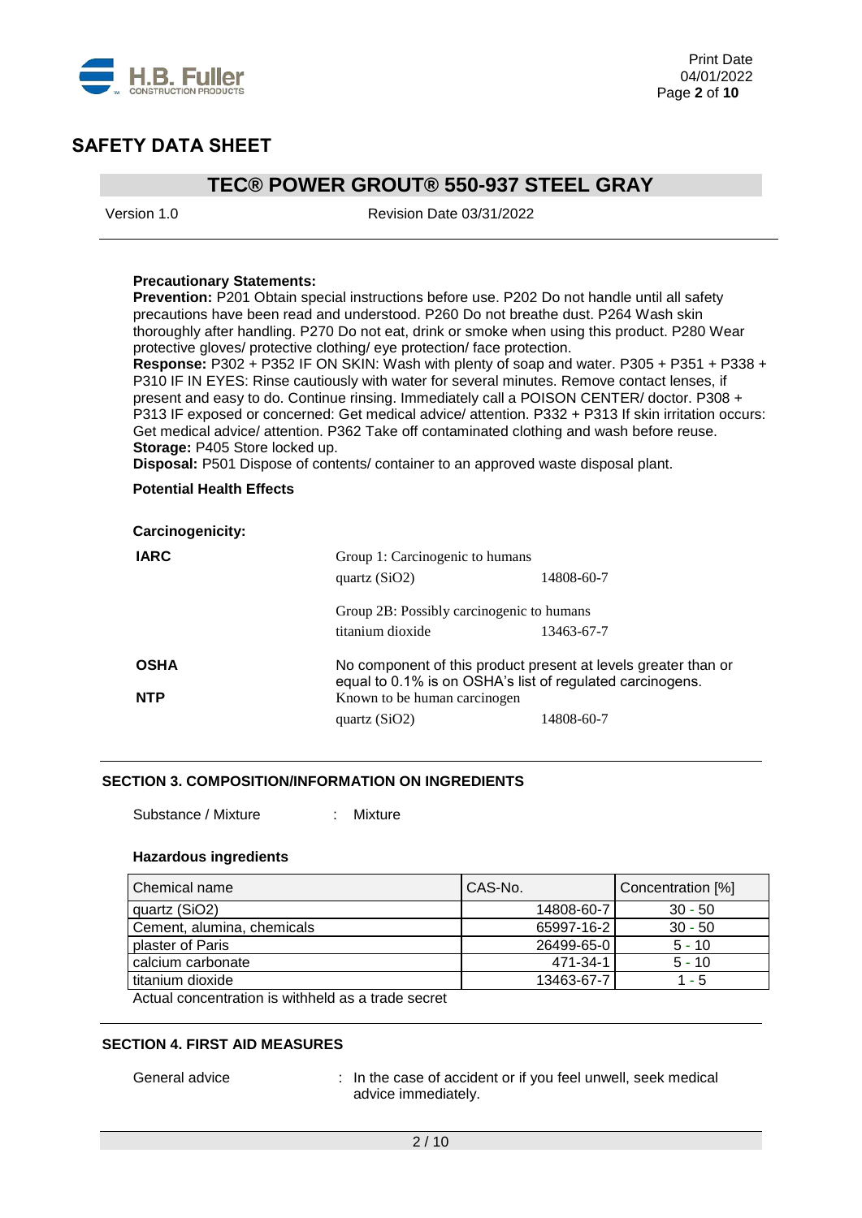**Precautionary Statements:**

**Prevention:** P201 Obtain special instructions before use. P202 Do not handle until all safety precautions have been read and understood. P260 Do not breathe dust. P264 Wash skin thoroughly after handling. P270 Do not eat, drink or smoke when using this product. P280 Wear protective gloves/ protective clothing/ eye protection/ face protection.

**Response:** P302 + P352 IF ON SKIN: Wash with plenty of soap and water. P305 + P351 + P338 + P310 IF IN EYES: Rinse cautiously with water for several minutes. Remove contact lenses, if present and easy to do. Continue rinsing. Immediately call a POISON CENTER/ doctor. P308 + P313 IF exposed or concerned: Get medical advice/ attention. P332 + P313 If skin irritation occurs: Get medical advice/ attention. P362 Take off contaminated clothing and wash before reuse.

**Storage:** P405 Store locked up.

**Disposal:** P501 Dispose of contents/ container to an approved waste disposal plant.

**Potential Health Effects**

**Carcinogenicity:**

**IARC**

Group 1: Carcinogenic to humans

| | |
|---|---|
| quartz ($SiO_2$) | 14808-60-7 |

Group 2B: Possibly carcinogenic to humans

| | |
|---|---|
| titanium dioxide | 13463-67-7 |

**OSHA**

No component of this product present at levels greater than or equal to 0.1% is on OSHA's list of regulated carcinogens.

**NTP**

Known to be human carcinogen

| | |
|---|---|
| quartz ($SiO_2$) | 14808-60-7 |

## SECTION 3. COMPOSITION/INFORMATION ON INGREDIENTS

Substance / Mixture : Mixture

**Hazardous ingredients**

| Chemical name | CAS-No. | Concentration [%] |
|---|---|---|
| quartz ($SiO_2$) | 14808-60-7 | 30 - 50 |
| Cement, alumina, chemicals | 65997-16-2 | 30 - 50 |
| plaster of Paris | 26499-65-0 | 5 - 10 |
| calcium carbonate | 471-34-1 | 5 - 10 |
| titanium dioxide | 13463-67-7 | 1 - 5 |

Actual concentration is withheld as a trade secret

## SECTION 4. FIRST AID MEASURES

General advice : In the case of accident or if you feel unwell, seek medical advice immediately.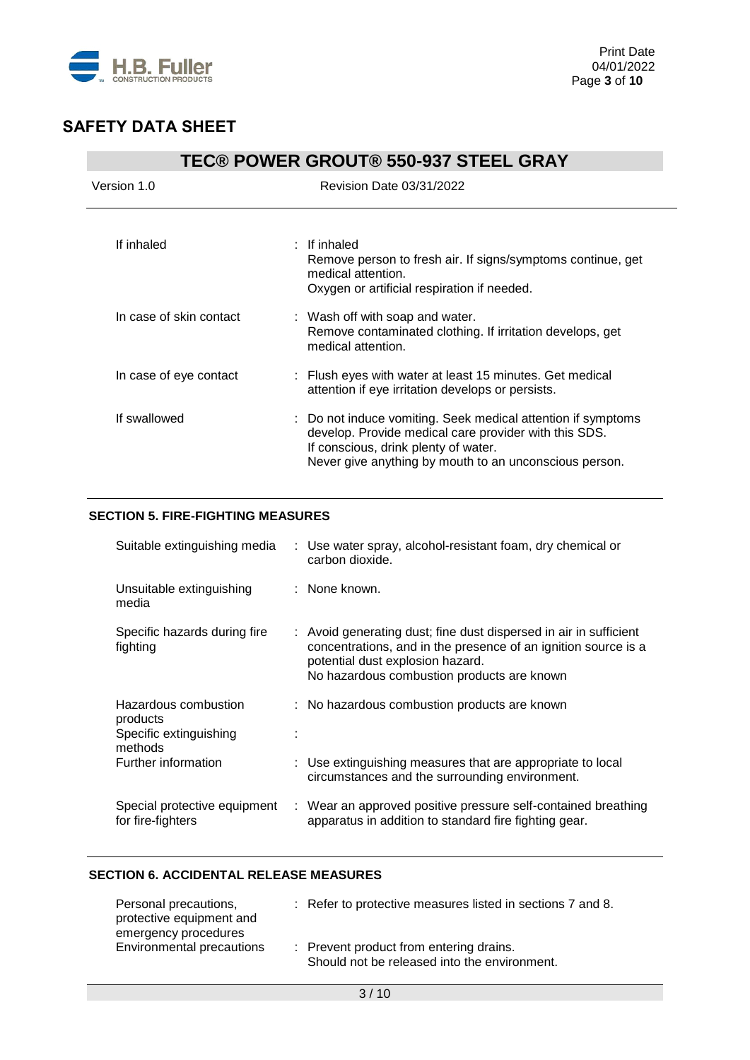| | | |
|---|---|---|
| If inhaled | : | If inhaled<br>Remove person to fresh air. If signs/symptoms continue, get medical attention.<br>Oxygen or artificial respiration if needed. |
| In case of skin contact | : | Wash off with soap and water.<br>Remove contaminated clothing. If irritation develops, get medical attention. |
| In case of eye contact | : | Flush eyes with water at least 15 minutes. Get medical attention if eye irritation develops or persists. |
| If swallowed | : | Do not induce vomiting. Seek medical attention if symptoms develop. Provide medical care provider with this SDS.<br>If conscious, drink plenty of water.<br>Never give anything by mouth to an unconscious person. |

## SECTION 5. FIRE-FIGHTING MEASURES

| | | |
|---|---|---|
| Suitable extinguishing media | : | Use water spray, alcohol-resistant foam, dry chemical or carbon dioxide. |
| Unsuitable extinguishing media | : | None known. |
| Specific hazards during fire fighting | : | Avoid generating dust; fine dust dispersed in air in sufficient concentrations, and in the presence of an ignition source is a potential dust explosion hazard.<br>No hazardous combustion products are known |
| Hazardous combustion products | : | No hazardous combustion products are known |
| Specific extinguishing methods | : | |
| Further information | : | Use extinguishing measures that are appropriate to local circumstances and the surrounding environment. |
| Special protective equipment for fire-fighters | : | Wear an approved positive pressure self-contained breathing apparatus in addition to standard fire fighting gear. |

## SECTION 6. ACCIDENTAL RELEASE MEASURES

| | | |
|---|---|---|
| Personal precautions, protective equipment and emergency procedures | : | Refer to protective measures listed in sections 7 and 8. |
| Environmental precautions | : | Prevent product from entering drains.<br>Should not be released into the environment. |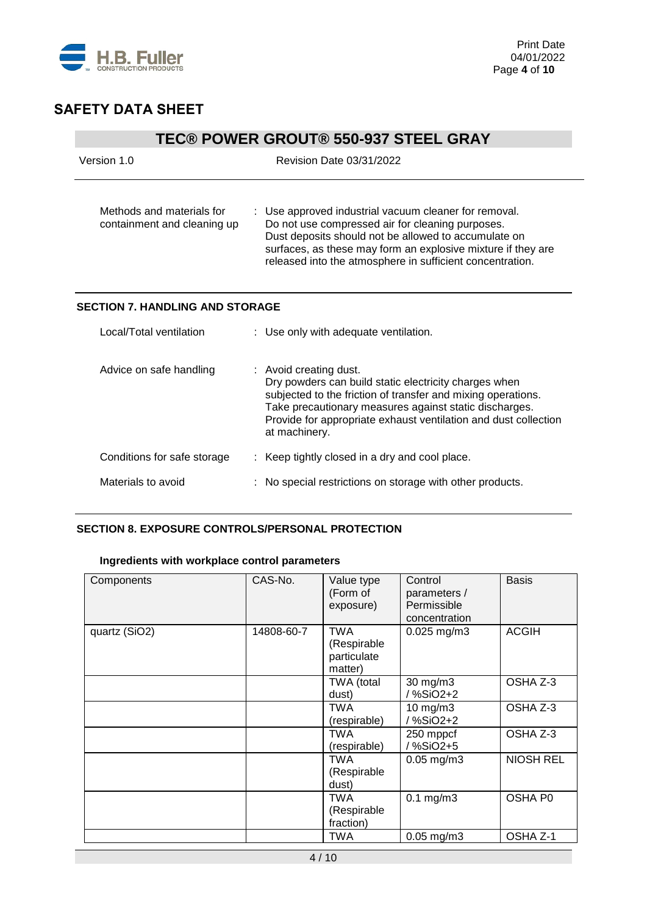# SAFETY DATA SHEET

## TEC® POWER GROUT® 550-937 STEEL GRAY

Version 1.0 Revision Date 03/31/2022

| | |
|---|---|
| Methods and materials for containment and cleaning up | : Use approved industrial vacuum cleaner for removal. Do not use compressed air for cleaning purposes. Dust deposits should not be allowed to accumulate on surfaces, as these may form an explosive mixture if they are released into the atmosphere in sufficient concentration. |

### SECTION 7. HANDLING AND STORAGE

| | |
|---|---|
| Local/Total ventilation | : Use only with adequate ventilation. |
| Advice on safe handling | : Avoid creating dust. Dry powders can build static electricity charges when subjected to the friction of transfer and mixing operations. Take precautionary measures against static discharges. Provide for appropriate exhaust ventilation and dust collection at machinery. |
| Conditions for safe storage | : Keep tightly closed in a dry and cool place. |
| Materials to avoid | : No special restrictions on storage with other products. |

### SECTION 8. EXPOSURE CONTROLS/PERSONAL PROTECTION

**Ingredients with workplace control parameters**

| Components | CAS-No. | Value type (Form of exposure) | Control parameters / Permissible concentration | Basis |
|---|---|---|---|---|
| quartz ($SiO_2$) | 14808-60-7 | TWA (Respirable particulate matter) | 0.025 mg/m3 | ACGIH |
| | | TWA (total dust) | 30 mg/m3 / %SiO2+2 | OSHA Z-3 |
| | | TWA (respirable) | 10 mg/m3 / %SiO2+2 | OSHA Z-3 |
| | | TWA (respirable) | 250 mppcf / %SiO2+5 | OSHA Z-3 |
| | | TWA (Respirable dust) | 0.05 mg/m3 | NIOSH REL |
| | | TWA (Respirable fraction) | 0.1 mg/m3 | OSHA P0 |
| | | TWA | 0.05 mg/m3 | OSHA Z-1 |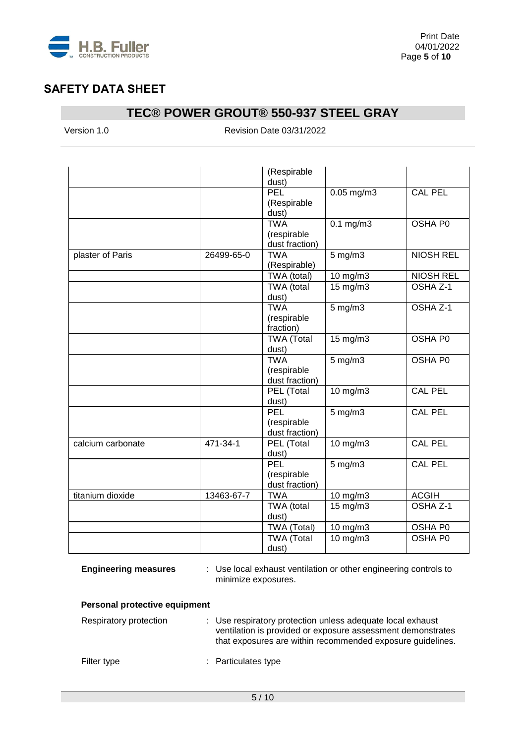| | | | | |
|---|---|---|---|---|
| | | (Respirable dust) | | |
| | | PEL (Respirable dust) | 0.05 mg/m3 | CAL PEL |
| | | TWA (respirable dust fraction) | 0.1 mg/m3 | OSHA P0 |
| plaster of Paris | 26499-65-0 | TWA (Respirable) | 5 mg/m3 | NIOSH REL |
| | | TWA (total) | 10 mg/m3 | NIOSH REL |
| | | TWA (total dust) | 15 mg/m3 | OSHA Z-1 |
| | | TWA (respirable fraction) | 5 mg/m3 | OSHA Z-1 |
| | | TWA (Total dust) | 15 mg/m3 | OSHA P0 |
| | | TWA (respirable dust fraction) | 5 mg/m3 | OSHA P0 |
| | | PEL (Total dust) | 10 mg/m3 | CAL PEL |
| | | PEL (respirable dust fraction) | 5 mg/m3 | CAL PEL |
| calcium carbonate | 471-34-1 | PEL (Total dust) | 10 mg/m3 | CAL PEL |
| | | PEL (respirable dust fraction) | 5 mg/m3 | CAL PEL |
| titanium dioxide | 13463-67-7 | TWA | 10 mg/m3 | ACGIH |
| | | TWA (total dust) | 15 mg/m3 | OSHA Z-1 |
| | | TWA (Total) | 10 mg/m3 | OSHA P0 |
| | | TWA (Total dust) | 10 mg/m3 | OSHA P0 |

**Engineering measures** : Use local exhaust ventilation or other engineering controls to minimize exposures.

**Personal protective equipment**

Respiratory protection : Use respiratory protection unless adequate local exhaust ventilation is provided or exposure assessment demonstrates that exposures are within recommended exposure guidelines.

Filter type : Particulates type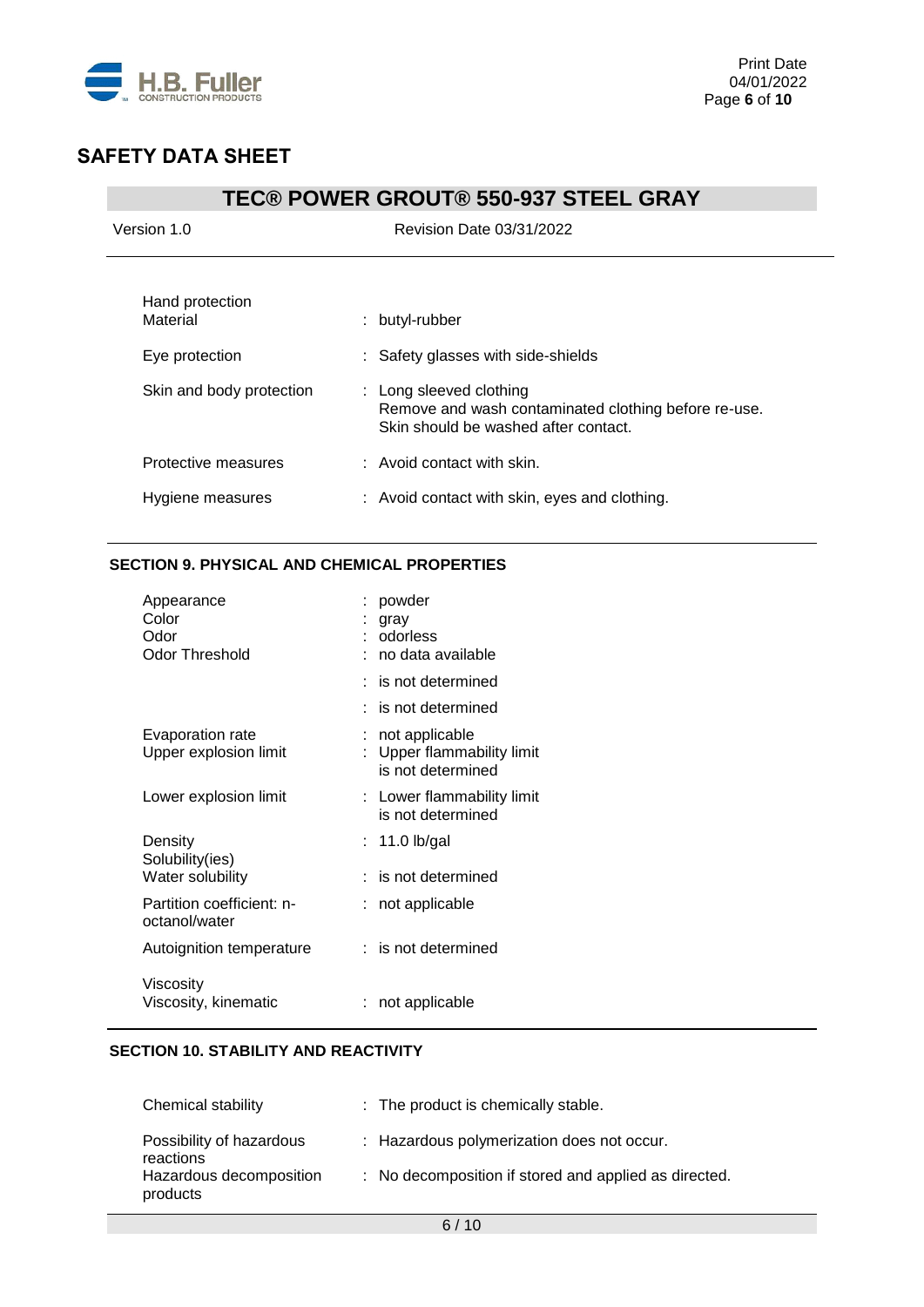| | |
|---|---|
| Hand protection<br>Material | : butyl-rubber |
| Eye protection | : Safety glasses with side-shields |
| Skin and body protection | : Long sleeved clothing<br>Remove and wash contaminated clothing before re-use.<br>Skin should be washed after contact. |
| Protective measures | : Avoid contact with skin. |
| Hygiene measures | : Avoid contact with skin, eyes and clothing. |

## SECTION 9. PHYSICAL AND CHEMICAL PROPERTIES

| | |
|---|---|
| Appearance | : powder |
| Color | : gray |
| Odor | : odorless |
| Odor Threshold | : no data available |
| | : is not determined |
| | : is not determined |
| Evaporation rate | : not applicable |
| Upper explosion limit | : Upper flammability limit<br>is not determined |
| Lower explosion limit | : Lower flammability limit<br>is not determined |
| Density | : 11.0 lb/gal |
| Solubility(ies)<br>Water solubility | : is not determined |
| Partition coefficient: n-octanol/water | : not applicable |
| Autoignition temperature | : is not determined |
| Viscosity<br>Viscosity, kinematic | : not applicable |

## SECTION 10. STABILITY AND REACTIVITY

| | |
|---|---|
| Chemical stability | : The product is chemically stable. |
| Possibility of hazardous reactions | : Hazardous polymerization does not occur. |
| Hazardous decomposition products | : No decomposition if stored and applied as directed. |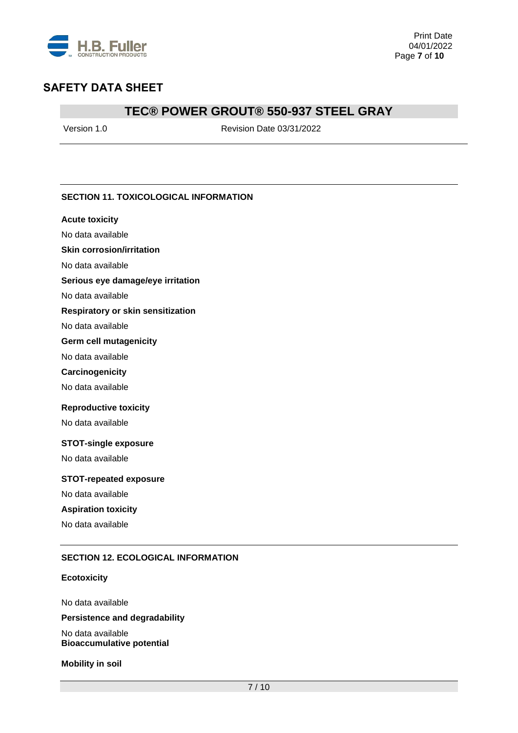## SECTION 11. TOXICOLOGICAL INFORMATION

**Acute toxicity**

No data available

**Skin corrosion/irritation**

No data available

**Serious eye damage/eye irritation**

No data available

**Respiratory or skin sensitization**

No data available

**Germ cell mutagenicity**

No data available

**Carcinogenicity**

No data available

**Reproductive toxicity**

No data available

**STOT-single exposure**

No data available

**STOT-repeated exposure**

No data available

**Aspiration toxicity**

No data available

## SECTION 12. ECOLOGICAL INFORMATION

**Ecotoxicity**

No data available

**Persistence and degradability**

No data available

**Bioaccumulative potential**

**Mobility in soil**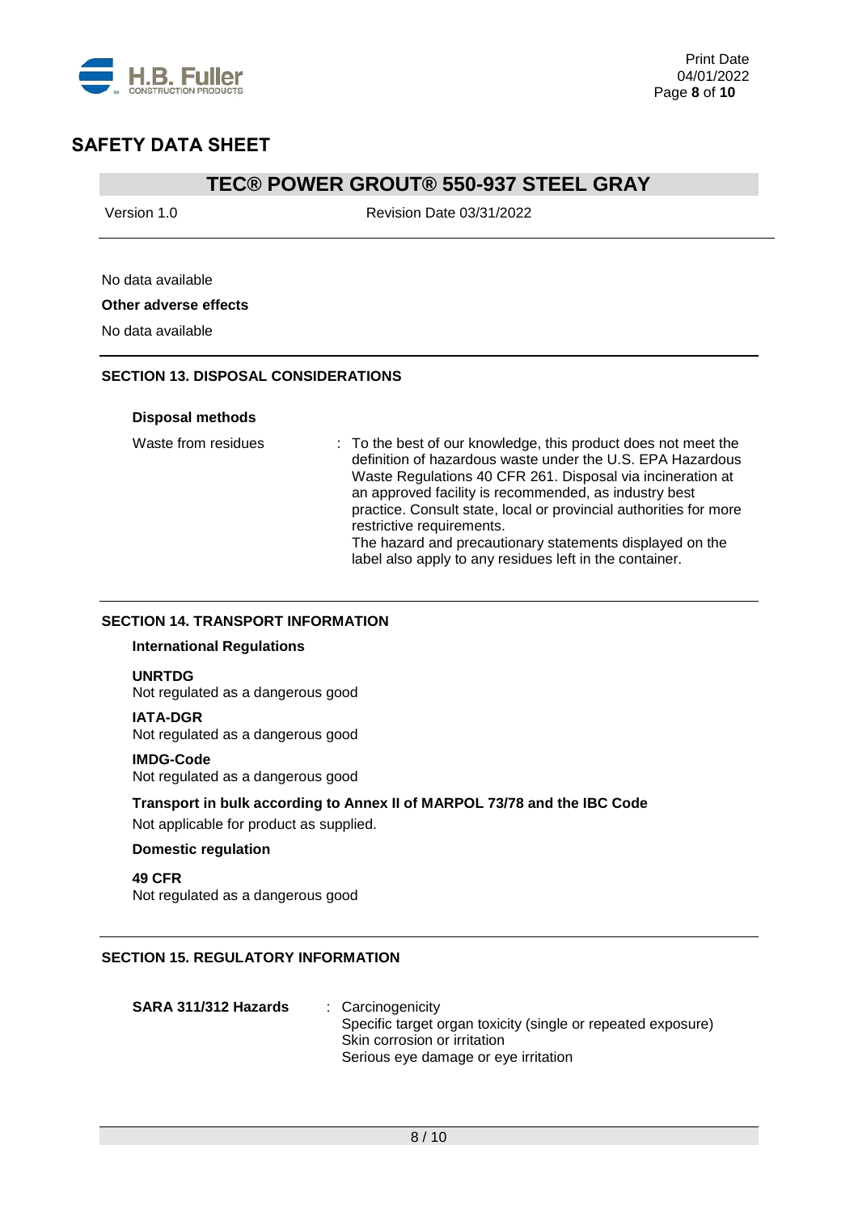No data available

**Other adverse effects**

No data available

## SECTION 13. DISPOSAL CONSIDERATIONS

**Disposal methods**

Waste from residues : To the best of our knowledge, this product does not meet the definition of hazardous waste under the U.S. EPA Hazardous Waste Regulations 40 CFR 261. Disposal via incineration at an approved facility is recommended, as industry best practice. Consult state, local or provincial authorities for more restrictive requirements.
The hazard and precautionary statements displayed on the label also apply to any residues left in the container.

## SECTION 14. TRANSPORT INFORMATION

**International Regulations**

**UNRTDG**
Not regulated as a dangerous good

**IATA-DGR**
Not regulated as a dangerous good

**IMDG-Code**
Not regulated as a dangerous good

**Transport in bulk according to Annex II of MARPOL 73/78 and the IBC Code**

Not applicable for product as supplied.

**Domestic regulation**

**49 CFR**
Not regulated as a dangerous good

## SECTION 15. REGULATORY INFORMATION

**SARA 311/312 Hazards** : Carcinogenicity
Specific target organ toxicity (single or repeated exposure)
Skin corrosion or irritation
Serious eye damage or eye irritation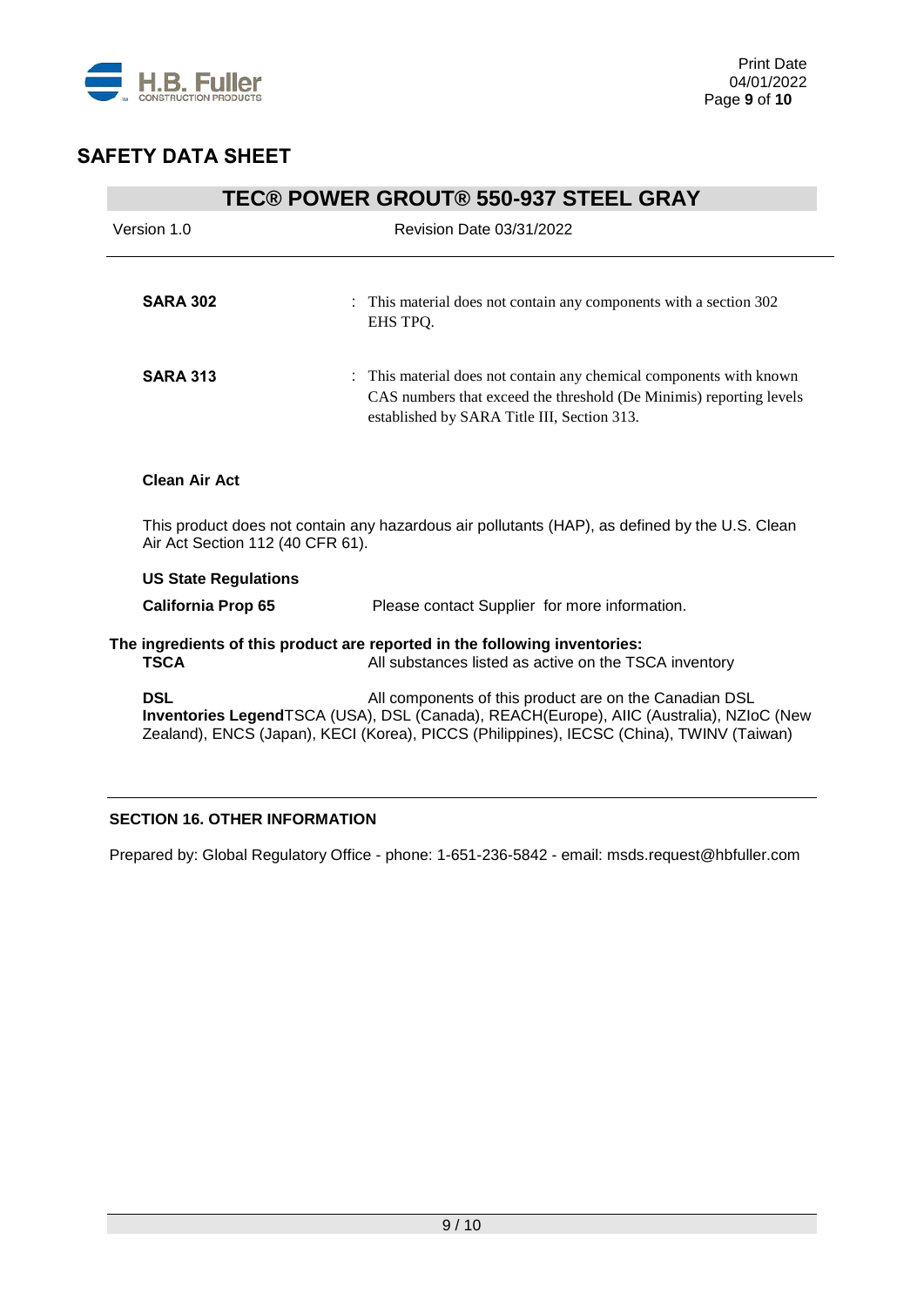**SARA 302** : This material does not contain any components with a section 302 EHS TPQ.

**SARA 313** : This material does not contain any chemical components with known CAS numbers that exceed the threshold (De Minimis) reporting levels established by SARA Title III, Section 313.

**Clean Air Act**

This product does not contain any hazardous air pollutants (HAP), as defined by the U.S. Clean Air Act Section 112 (40 CFR 61).

**US State Regulations**

**California Prop 65** Please contact Supplier for more information.

**The ingredients of this product are reported in the following inventories:**

**TSCA** All substances listed as active on the TSCA inventory

**DSL** All components of this product are on the Canadian DSL

**Inventories Legend** TSCA (USA), DSL (Canada), REACH(Europe), AIIC (Australia), NZIoC (New Zealand), ENCS (Japan), KECI (Korea), PICCS (Philippines), IECSC (China), TWINV (Taiwan)

## SECTION 16. OTHER INFORMATION

Prepared by: Global Regulatory Office - phone: 1-651-236-5842 - email: msds.request@hbfuller.com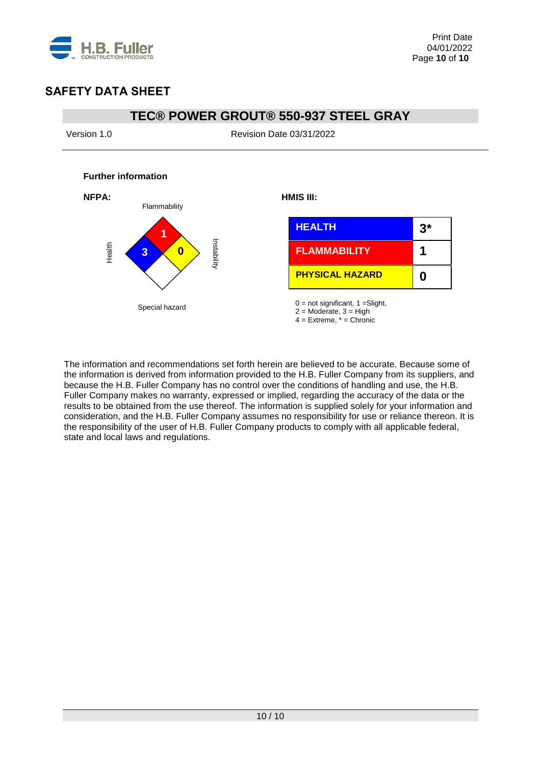## SAFETY DATA SHEET

## TEC® POWER GROUT® 550-937 STEEL GRAY

Version 1.0 Revision Date 03/31/2022

**Further information**

**NFPA:**

Flammability
1
Health
3
Instability
0
Special hazard

**HMIS III:**

| | |
|---|---|
| HEALTH | 3* |
| FLAMMABILITY | 1 |
| PHYSICAL HAZARD | 0 |

0 = not significant, 1 =Slight,
2 = Moderate, 3 = High
4 = Extreme, * = Chronic

The information and recommendations set forth herein are believed to be accurate. Because some of the information is derived from information provided to the H.B. Fuller Company from its suppliers, and because the H.B. Fuller Company has no control over the conditions of handling and use, the H.B. Fuller Company makes no warranty, expressed or implied, regarding the accuracy of the data or the results to be obtained from the use thereof. The information is supplied solely for your information and consideration, and the H.B. Fuller Company assumes no responsibility for use or reliance thereon. It is the responsibility of the user of H.B. Fuller Company products to comply with all applicable federal, state and local laws and regulations.